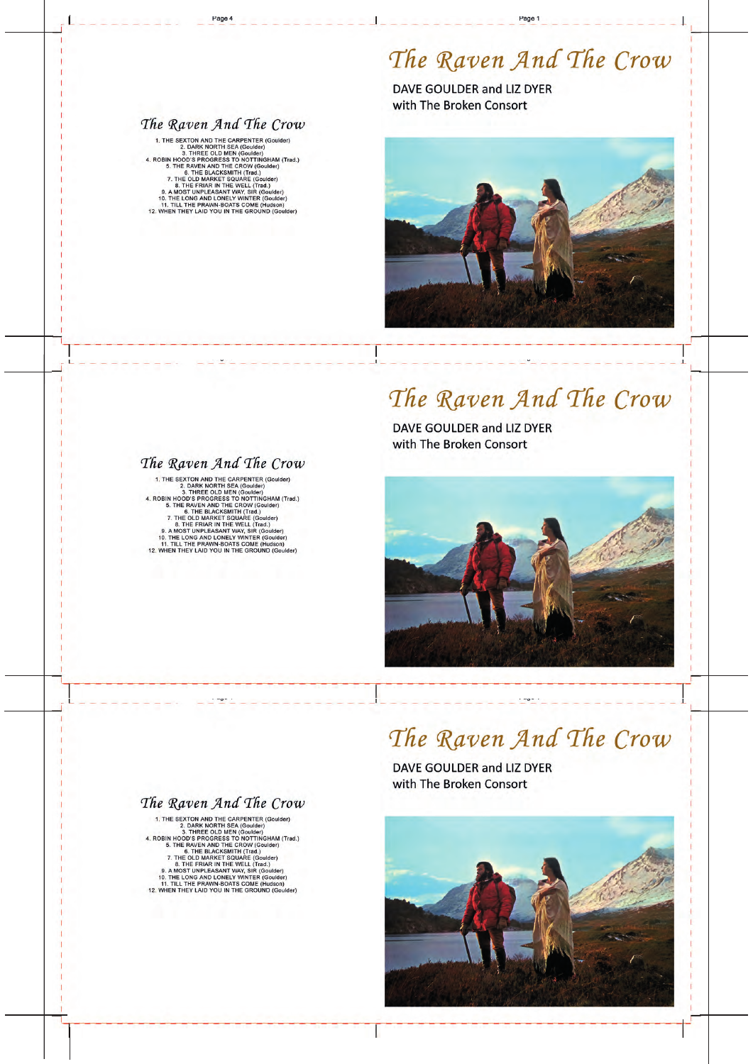# The Raven And The Crow

DAVE GOULDER and LIZ DYER
with The Broken Consort

## The Raven And The Crow

1. THE SEXTON AND THE CARPENTER (Goulder)
2. DARK NORTH SEA (Goulder)
3. THREE OLD MEN (Goulder)
4. ROBIN HOOD'S PROGRESS TO NOTTINGHAM (Trad.)
5. THE RAVEN AND THE CROW (Goulder)
6. THE BLACKSMITH (Trad.)
7. THE OLD MARKET SQUARE (Goulder)
8. THE FRIAR IN THE WELL (Trad.)
9. A MOST UNPLEASANT WAY, SIR (Goulder)
10. THE LONG AND LONELY WINTER (Goulder)
11. TILL THE PRAWN-BOATS COME (Hudson)
12. WHEN THEY LAID YOU IN THE GROUND (Goulder)

# The Raven And The Crow

DAVE GOULDER and LIZ DYER
with The Broken Consort

## The Raven And The Crow

1. THE SEXTON AND THE CARPENTER (Goulder)
2. DARK NORTH SEA (Goulder)
3. THREE OLD MEN (Goulder)
4. ROBIN HOOD'S PROGRESS TO NOTTINGHAM (Trad.)
5. THE RAVEN AND THE CROW (Goulder)
6. THE BLACKSMITH (Trad.)
7. THE OLD MARKET SQUARE (Goulder)
8. THE FRIAR IN THE WELL (Trad.)
9. A MOST UNPLEASANT WAY, SIR (Goulder)
10. THE LONG AND LONELY WINTER (Goulder)
11. TILL THE PRAWN-BOATS COME (Hudson)
12. WHEN THEY LAID YOU IN THE GROUND (Goulder)

# The Raven And The Crow

DAVE GOULDER and LIZ DYER
with The Broken Consort

## The Raven And The Crow

1. THE SEXTON AND THE CARPENTER (Goulder)
2. DARK NORTH SEA (Goulder)
3. THREE OLD MEN (Goulder)
4. ROBIN HOOD'S PROGRESS TO NOTTINGHAM (Trad.)
5. THE RAVEN AND THE CROW (Goulder)
6. THE BLACKSMITH (Trad.)
7. THE OLD MARKET SQUARE (Goulder)
8. THE FRIAR IN THE WELL (Trad.)
9. A MOST UNPLEASANT WAY, SIR (Goulder)
10. THE LONG AND LONELY WINTER (Goulder)
11. TILL THE PRAWN-BOATS COME (Hudson)
12. WHEN THEY LAID YOU IN THE GROUND (Goulder)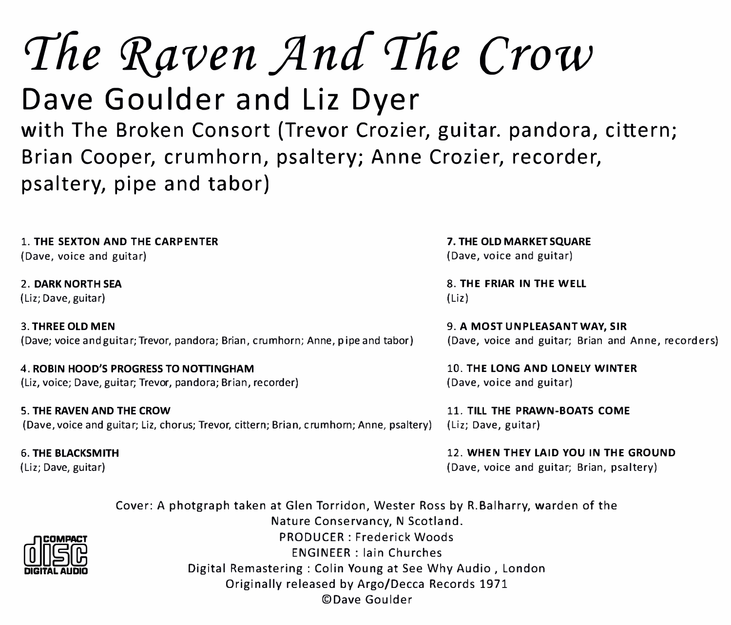# *The Raven And The Crow*

## Dave Goulder and Liz Dyer

**with The Broken Consort (Trevor Crozier, guitar. pandora, cittern; Brian Cooper, crumhorn, psaltery; Anne Crozier, recorder, psaltery, pipe and tabor)**

1. **THE SEXTON AND THE CARPENTER**
(Dave, voice and guitar)

2. **DARK NORTH SEA**
(Liz; Dave, guitar)

3. **THREE OLD MEN**
(Dave; voice and guitar; Trevor, pandora; Brian, crumhorn; Anne, pipe and tabor)

4. **ROBIN HOOD'S PROGRESS TO NOTTINGHAM**
(Liz, voice; Dave, guitar; Trevor, pandora; Brian, recorder)

5. **THE RAVEN AND THE CROW**
(Dave, voice and guitar; Liz, chorus; Trevor, cittern; Brian, crumhorn; Anne, psaltery)

6. **THE BLACKSMITH**
(Liz; Dave, guitar)

7. **THE OLD MARKET SQUARE**
(Dave, voice and guitar)

8. **THE FRIAR IN THE WELL**
(Liz)

9. **A MOST UNPLEASANT WAY, SIR**
(Dave, voice and guitar; Brian and Anne, recorders)

10. **THE LONG AND LONELY WINTER**
(Dave, voice and guitar)

11. **TILL THE PRAWN-BOATS COME**
(Liz; Dave, guitar)

12. **WHEN THEY LAID YOU IN THE GROUND**
(Dave, voice and guitar; Brian, psaltery)

Cover: A photgraph taken at Glen Torridon, Wester Ross by R.Balharry, warden of the Nature Conservancy, N Scotland.
PRODUCER : Frederick Woods
ENGINEER : Iain Churches
Digital Remastering : Colin Young at See Why Audio , London
Originally released by Argo/Decca Records 1971
©Dave Goulder

COMPACT disc DIGITAL AUDIO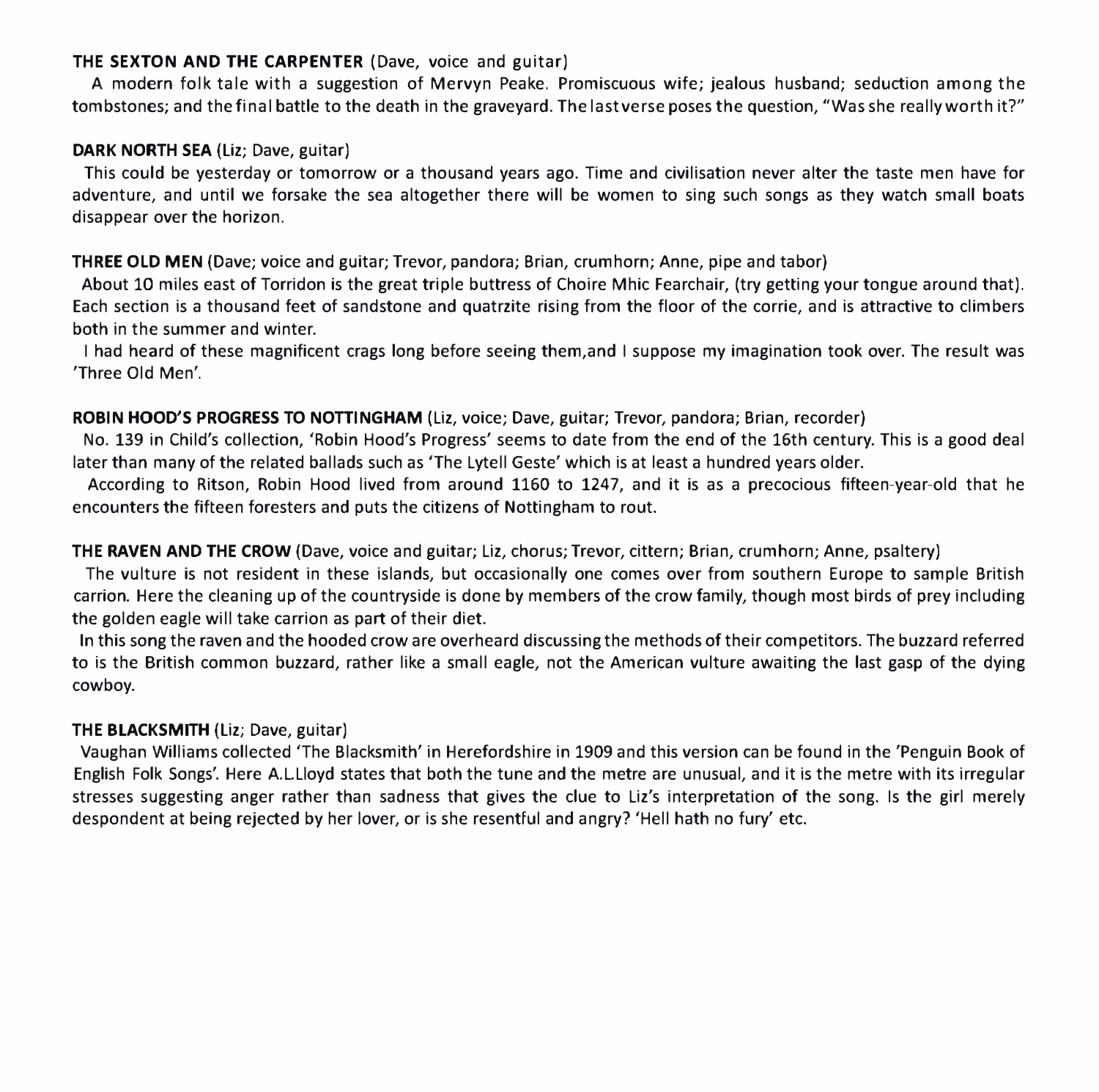**THE SEXTON AND THE CARPENTER** (Dave, voice and guitar)

A modern folk tale with a suggestion of Mervyn Peake. Promiscuous wife; jealous husband; seduction among the tombstones; and the final battle to the death in the graveyard. The last verse poses the question, "Was she really worth it?"

**DARK NORTH SEA** (Liz; Dave, guitar)

This could be yesterday or tomorrow or a thousand years ago. Time and civilisation never alter the taste men have for adventure, and until we forsake the sea altogether there will be women to sing such songs as they watch small boats disappear over the horizon.

**THREE OLD MEN** (Dave; voice and guitar; Trevor, pandora; Brian, crumhorn; Anne, pipe and tabor)

About 10 miles east of Torridon is the great triple buttress of Choire Mhic Fearchair, (try getting your tongue around that). Each section is a thousand feet of sandstone and quatrzite rising from the floor of the corrie, and is attractive to climbers both in the summer and winter.

I had heard of these magnificent crags long before seeing them,and I suppose my imagination took over. The result was 'Three Old Men'.

**ROBIN HOOD'S PROGRESS TO NOTTINGHAM** (Liz, voice; Dave, guitar; Trevor, pandora; Brian, recorder)

No. 139 in Child's collection, 'Robin Hood's Progress' seems to date from the end of the 16th century. This is a good deal later than many of the related ballads such as 'The Lytell Geste' which is at least a hundred years older.

According to Ritson, Robin Hood lived from around 1160 to 1247, and it is as a precocious fifteen-year-old that he encounters the fifteen foresters and puts the citizens of Nottingham to rout.

**THE RAVEN AND THE CROW** (Dave, voice and guitar; Liz, chorus; Trevor, cittern; Brian, crumhorn; Anne, psaltery)

The vulture is not resident in these islands, but occasionally one comes over from southern Europe to sample British carrion. Here the cleaning up of the countryside is done by members of the crow family, though most birds of prey including the golden eagle will take carrion as part of their diet.

In this song the raven and the hooded crow are overheard discussing the methods of their competitors. The buzzard referred to is the British common buzzard, rather like a small eagle, not the American vulture awaiting the last gasp of the dying cowboy.

**THE BLACKSMITH** (Liz; Dave, guitar)

Vaughan Williams collected 'The Blacksmith' in Herefordshire in 1909 and this version can be found in the 'Penguin Book of English Folk Songs'. Here A.L.Lloyd states that both the tune and the metre are unusual, and it is the metre with its irregular stresses suggesting anger rather than sadness that gives the clue to Liz's interpretation of the song. Is the girl merely despondent at being rejected by her lover, or is she resentful and angry? 'Hell hath no fury' etc.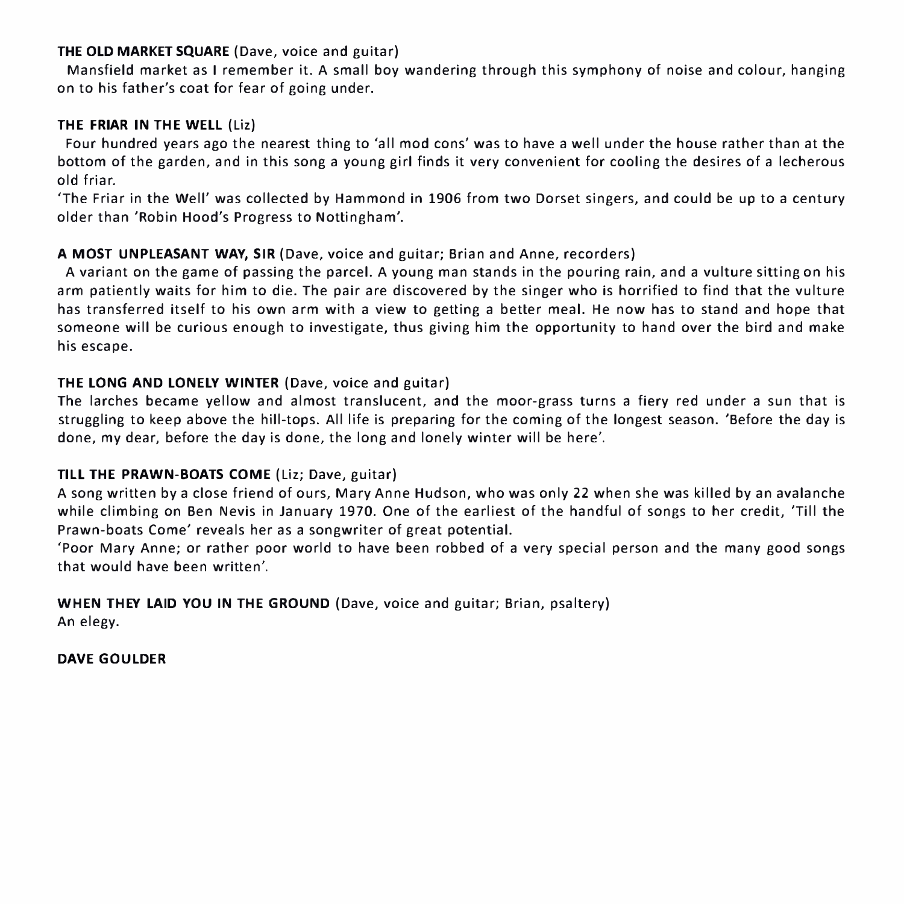**THE OLD MARKET SQUARE** (Dave, voice and guitar)

Mansfield market as I remember it. A small boy wandering through this symphony of noise and colour, hanging on to his father's coat for fear of going under.

**THE FRIAR IN THE WELL** (Liz)

Four hundred years ago the nearest thing to 'all mod cons' was to have a well under the house rather than at the bottom of the garden, and in this song a young girl finds it very convenient for cooling the desires of a lecherous old friar.

'The Friar in the Well' was collected by Hammond in 1906 from two Dorset singers, and could be up to a century older than 'Robin Hood's Progress to Nottingham'.

**A MOST UNPLEASANT WAY, SIR** (Dave, voice and guitar; Brian and Anne, recorders)

A variant on the game of passing the parcel. A young man stands in the pouring rain, and a vulture sitting on his arm patiently waits for him to die. The pair are discovered by the singer who is horrified to find that the vulture has transferred itself to his own arm with a view to getting a better meal. He now has to stand and hope that someone will be curious enough to investigate, thus giving him the opportunity to hand over the bird and make his escape.

**THE LONG AND LONELY WINTER** (Dave, voice and guitar)

The larches became yellow and almost translucent, and the moor-grass turns a fiery red under a sun that is struggling to keep above the hill-tops. All life is preparing for the coming of the longest season. 'Before the day is done, my dear, before the day is done, the long and lonely winter will be here'.

**TILL THE PRAWN-BOATS COME** (Liz; Dave, guitar)

A song written by a close friend of ours, Mary Anne Hudson, who was only 22 when she was killed by an avalanche while climbing on Ben Nevis in January 1970. One of the earliest of the handful of songs to her credit, 'Till the Prawn-boats Come' reveals her as a songwriter of great potential.

'Poor Mary Anne; or rather poor world to have been robbed of a very special person and the many good songs that would have been written'.

**WHEN THEY LAID YOU IN THE GROUND** (Dave, voice and guitar; Brian, psaltery)

An elegy.

**DAVE GOULDER**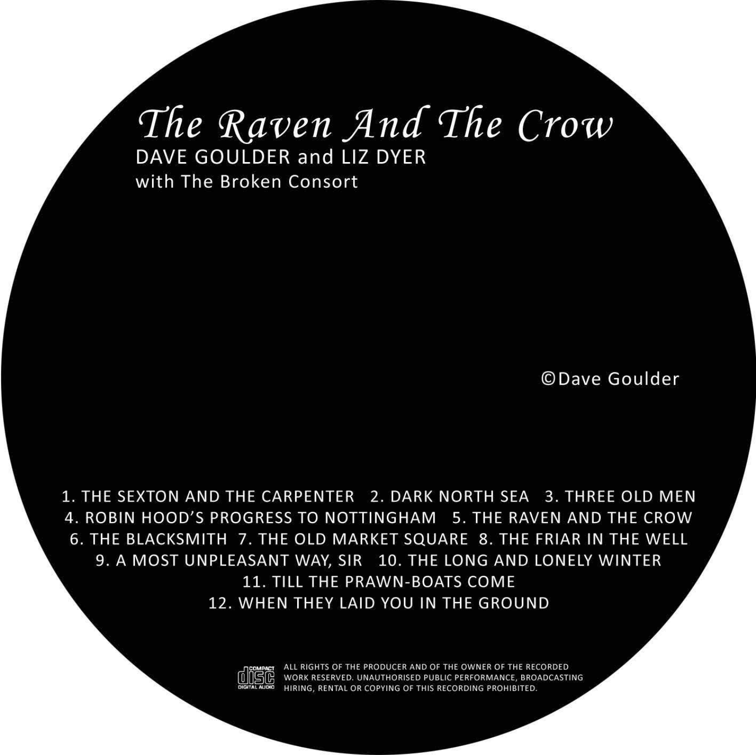# *The Raven And The Crow*

DAVE GOULDER and LIZ DYER

with The Broken Consort

©Dave Goulder

1. THE SEXTON AND THE CARPENTER 2. DARK NORTH SEA 3. THREE OLD MEN
4. ROBIN HOOD'S PROGRESS TO NOTTINGHAM 5. THE RAVEN AND THE CROW
6. THE BLACKSMITH 7. THE OLD MARKET SQUARE 8. THE FRIAR IN THE WELL
9. A MOST UNPLEASANT WAY, SIR 10. THE LONG AND LONELY WINTER
11. TILL THE PRAWN-BOATS COME
12. WHEN THEY LAID YOU IN THE GROUND

COMPACT disc DIGITAL AUDIO

ALL RIGHTS OF THE PRODUCER AND OF THE OWNER OF THE RECORDED WORK RESERVED. UNAUTHORISED PUBLIC PERFORMANCE, BROADCASTING HIRING, RENTAL OR COPYING OF THIS RECORDING PROHIBITED.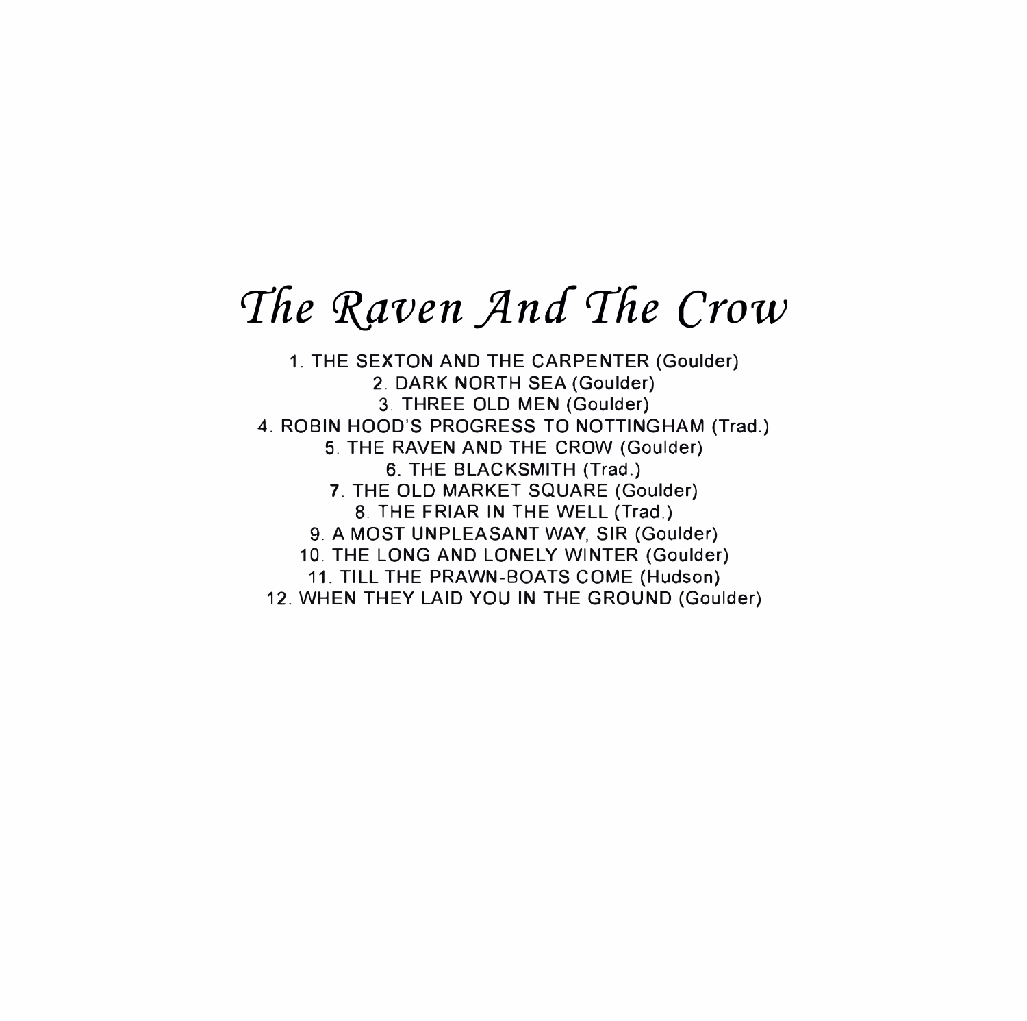# *The Raven And The Crow*

1. THE SEXTON AND THE CARPENTER (Goulder)
2. DARK NORTH SEA (Goulder)
3. THREE OLD MEN (Goulder)
4. ROBIN HOOD'S PROGRESS TO NOTTINGHAM (Trad.)
5. THE RAVEN AND THE CROW (Goulder)
6. THE BLACKSMITH (Trad.)
7. THE OLD MARKET SQUARE (Goulder)
8. THE FRIAR IN THE WELL (Trad.)
9. A MOST UNPLEASANT WAY, SIR (Goulder)
10. THE LONG AND LONELY WINTER (Goulder)
11. TILL THE PRAWN-BOATS COME (Hudson)
12. WHEN THEY LAID YOU IN THE GROUND (Goulder)